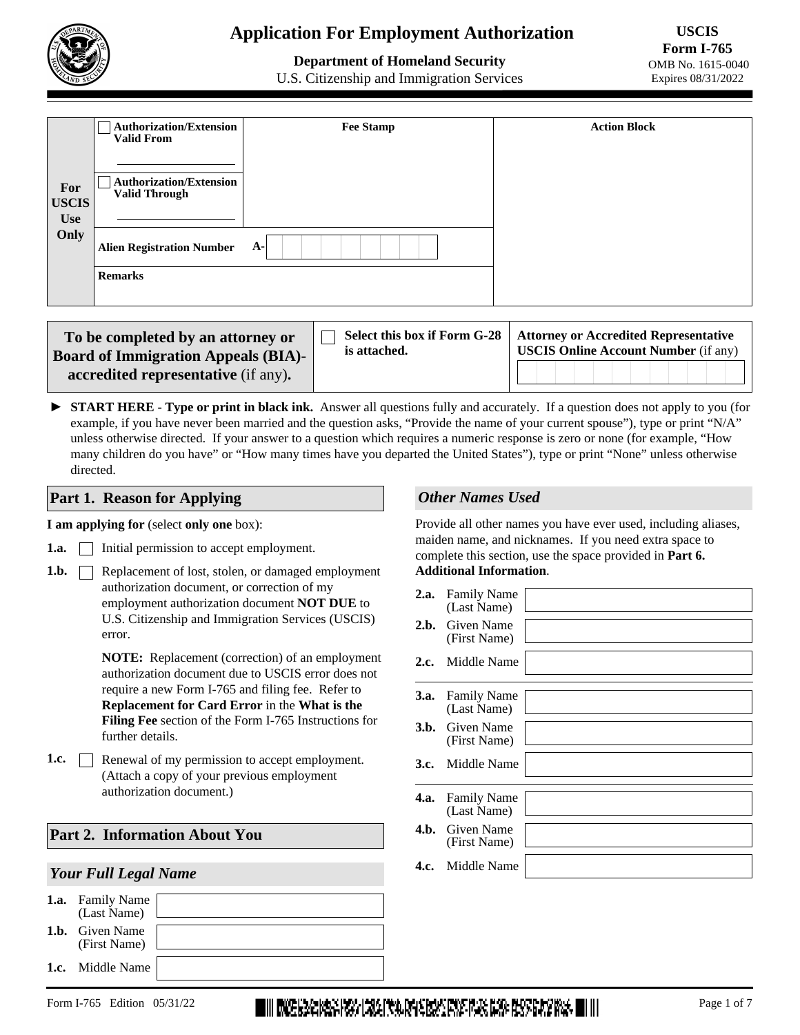# Application For Employment Authorization

**Department of Homeland Security**
U.S. Citizenship and Immigration Services

**USCIS Form I-765**
OMB No. 1615-0040
Expires 08/31/2022

| For USCIS Use Only | | |
|---|---|---|
| ☐ Authorization/Extension Valid From ______ | Fee Stamp | Action Block |
| ☐ Authorization/Extension Valid Through ______ | | |
| Alien Registration Number A- | | |
| Remarks | | |

| To be completed by an attorney or Board of Immigration Appeals (BIA)-accredited representative (if any). | ☐ Select this box if Form G-28 is attached. | Attorney or Accredited Representative USCIS Online Account Number (if any) |
|---|---|---|

► **START HERE - Type or print in black ink.** Answer all questions fully and accurately. If a question does not apply to you (for example, if you have never been married and the question asks, "Provide the name of your current spouse"), type or print "N/A" unless otherwise directed. If your answer to a question which requires a numeric response is zero or none (for example, "How many children do you have" or "How many times have you departed the United States"), type or print "None" unless otherwise directed.

## Part 1. Reason for Applying

**I am applying for** (select **only one** box):

**1.a.** ☐ Initial permission to accept employment.

**1.b.** ☐ Replacement of lost, stolen, or damaged employment authorization document, or correction of my employment authorization document **NOT DUE** to U.S. Citizenship and Immigration Services (USCIS) error.

**NOTE:** Replacement (correction) of an employment authorization document due to USCIS error does not require a new Form I-765 and filing fee. Refer to **Replacement for Card Error** in the **What is the Filing Fee** section of the Form I-765 Instructions for further details.

**1.c.** ☐ Renewal of my permission to accept employment. (Attach a copy of your previous employment authorization document.)

## Part 2. Information About You

### *Your Full Legal Name*

**1.a.** Family Name (Last Name) ______

**1.b.** Given Name (First Name) ______

**1.c.** Middle Name ______

### *Other Names Used*

Provide all other names you have ever used, including aliases, maiden name, and nicknames. If you need extra space to complete this section, use the space provided in **Part 6. Additional Information**.

**2.a.** Family Name (Last Name) ______

**2.b.** Given Name (First Name) ______

**2.c.** Middle Name ______

**3.a.** Family Name (Last Name) ______

**3.b.** Given Name (First Name) ______

**3.c.** Middle Name ______

**4.a.** Family Name (Last Name) ______

**4.b.** Given Name (First Name) ______

**4.c.** Middle Name ______

Form I-765 Edition 05/31/22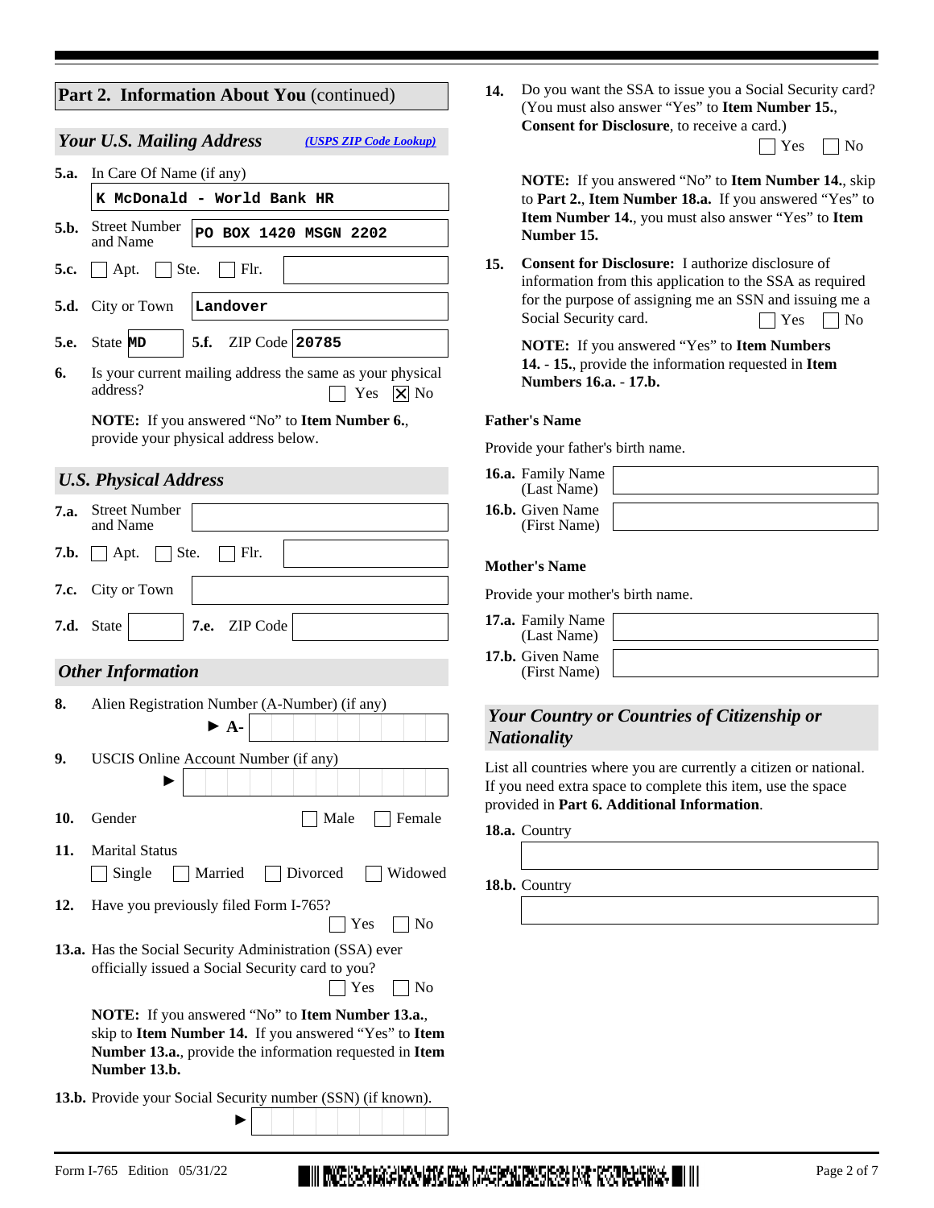## Part 2. Information About You (continued)

### *Your U.S. Mailing Address* *(USPS ZIP Code Lookup)*

**5.a.** In Care Of Name (if any): K McDonald - World Bank HR

**5.b.** Street Number and Name: PO BOX 1420 MSGN 2202

**5.c.** ☐ Apt. ☐ Ste. ☐ Flr. ____

**5.d.** City or Town: Landover

**5.e.** State: MD **5.f.** ZIP Code: 20785

**6.** Is your current mailing address the same as your physical address? ☐ Yes ☒ No

**NOTE:** If you answered "No" to **Item Number 6.**, provide your physical address below.

### *U.S. Physical Address*

**7.a.** Street Number and Name: ____

**7.b.** ☐ Apt. ☐ Ste. ☐ Flr. ____

**7.c.** City or Town: ____

**7.d.** State: ____ **7.e.** ZIP Code: ____

### *Other Information*

**8.** Alien Registration Number (A-Number) (if any) ► A- ____

**9.** USCIS Online Account Number (if any) ► ____

**10.** Gender ☐ Male ☐ Female

**11.** Marital Status ☐ Single ☐ Married ☐ Divorced ☐ Widowed

**12.** Have you previously filed Form I-765? ☐ Yes ☐ No

**13.a.** Has the Social Security Administration (SSA) ever officially issued a Social Security card to you? ☐ Yes ☐ No

**NOTE:** If you answered "No" to **Item Number 13.a.**, skip to **Item Number 14.** If you answered "Yes" to **Item Number 13.a.**, provide the information requested in **Item Number 13.b.**

**13.b.** Provide your Social Security number (SSN) (if known). ► ____

**14.** Do you want the SSA to issue you a Social Security card? (You must also answer "Yes" to **Item Number 15.**, **Consent for Disclosure**, to receive a card.) ☐ Yes ☐ No

**NOTE:** If you answered "No" to **Item Number 14.**, skip to **Part 2.**, **Item Number 18.a.** If you answered "Yes" to **Item Number 14.**, you must also answer "Yes" to **Item Number 15.**

**15.** **Consent for Disclosure:** I authorize disclosure of information from this application to the SSA as required for the purpose of assigning me an SSN and issuing me a Social Security card. ☐ Yes ☐ No

**NOTE:** If you answered "Yes" to **Item Numbers 14. - 15.**, provide the information requested in **Item Numbers 16.a. - 17.b.**

**Father's Name**

Provide your father's birth name.

**16.a.** Family Name (Last Name) ____

**16.b.** Given Name (First Name) ____

**Mother's Name**

Provide your mother's birth name.

**17.a.** Family Name (Last Name) ____

**17.b.** Given Name (First Name) ____

### *Your Country or Countries of Citizenship or Nationality*

List all countries where you are currently a citizen or national. If you need extra space to complete this item, use the space provided in **Part 6. Additional Information**.

**18.a.** Country ____

**18.b.** Country ____

Form I-765 Edition 05/31/22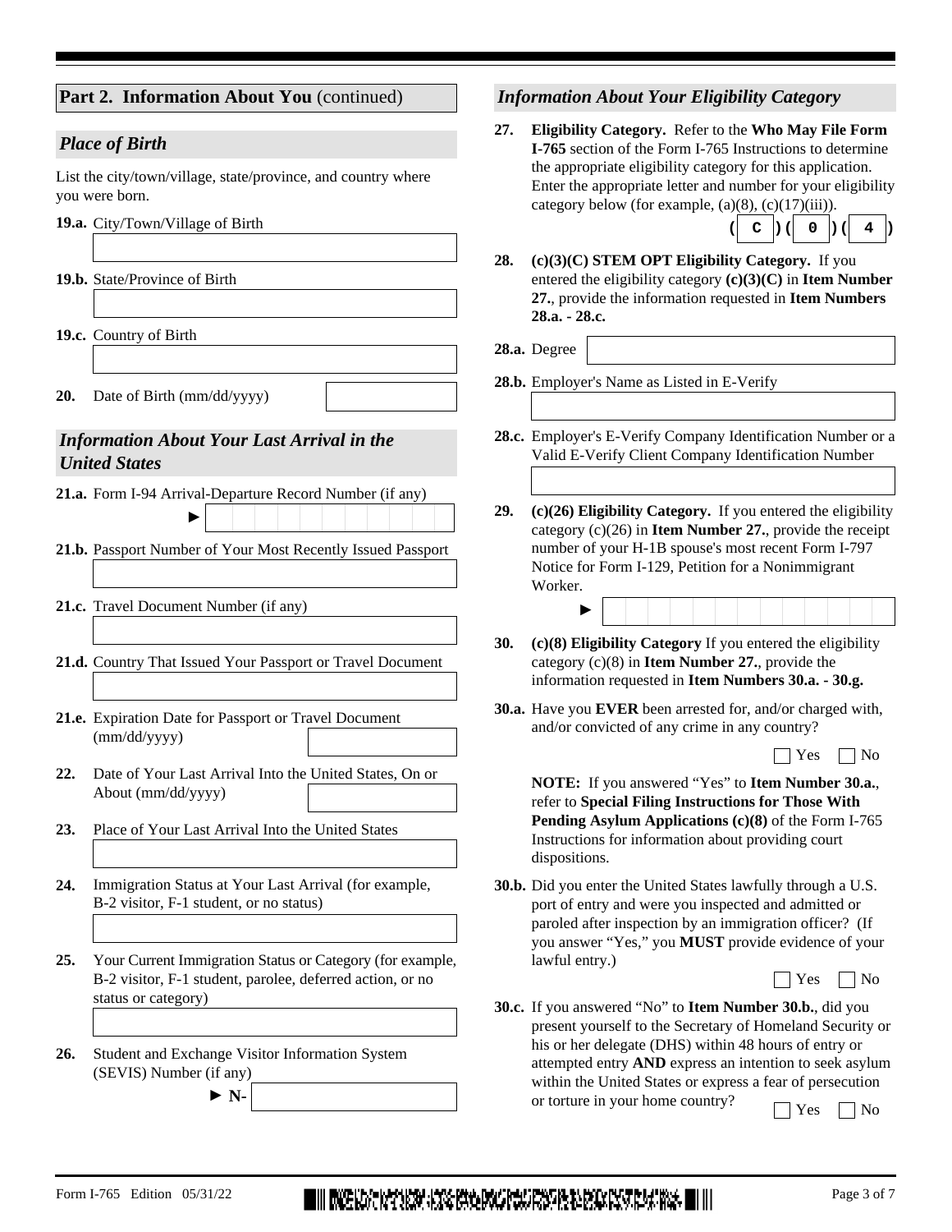## Part 2. Information About You (continued)

### *Place of Birth*

List the city/town/village, state/province, and country where you were born.

**19.a.** City/Town/Village of Birth

**19.b.** State/Province of Birth

**19.c.** Country of Birth

**20.** Date of Birth (mm/dd/yyyy)

### *Information About Your Last Arrival in the United States*

**21.a.** Form I-94 Arrival-Departure Record Number (if any)

►

**21.b.** Passport Number of Your Most Recently Issued Passport

**21.c.** Travel Document Number (if any)

**21.d.** Country That Issued Your Passport or Travel Document

**21.e.** Expiration Date for Passport or Travel Document (mm/dd/yyyy)

**22.** Date of Your Last Arrival Into the United States, On or About (mm/dd/yyyy)

**23.** Place of Your Last Arrival Into the United States

**24.** Immigration Status at Your Last Arrival (for example, B-2 visitor, F-1 student, or no status)

**25.** Your Current Immigration Status or Category (for example, B-2 visitor, F-1 student, parolee, deferred action, or no status or category)

**26.** Student and Exchange Visitor Information System (SEVIS) Number (if any)

► **N-**

### *Information About Your Eligibility Category*

**27.** **Eligibility Category.** Refer to the **Who May File Form I-765** section of the Form I-765 Instructions to determine the appropriate eligibility category for this application. Enter the appropriate letter and number for your eligibility category below (for example, (a)(8), (c)(17)(iii)).

( C ) ( 0 ) ( 4 )

**28.** **(c)(3)(C) STEM OPT Eligibility Category.** If you entered the eligibility category **(c)(3)(C)** in **Item Number 27.**, provide the information requested in **Item Numbers 28.a. - 28.c.**

**28.a.** Degree

**28.b.** Employer's Name as Listed in E-Verify

**28.c.** Employer's E-Verify Company Identification Number or a Valid E-Verify Client Company Identification Number

**29.** **(c)(26) Eligibility Category.** If you entered the eligibility category (c)(26) in **Item Number 27.**, provide the receipt number of your H-1B spouse's most recent Form I-797 Notice for Form I-129, Petition for a Nonimmigrant Worker.

►

**30.** **(c)(8) Eligibility Category** If you entered the eligibility category (c)(8) in **Item Number 27.**, provide the information requested in **Item Numbers 30.a. - 30.g.**

**30.a.** Have you **EVER** been arrested for, and/or charged with, and/or convicted of any crime in any country?

☐ Yes ☐ No

**NOTE:** If you answered "Yes" to **Item Number 30.a.**, refer to **Special Filing Instructions for Those With Pending Asylum Applications (c)(8)** of the Form I-765 Instructions for information about providing court dispositions.

**30.b.** Did you enter the United States lawfully through a U.S. port of entry and were you inspected and admitted or paroled after inspection by an immigration officer? (If you answer "Yes," you **MUST** provide evidence of your lawful entry.)

☐ Yes ☐ No

**30.c.** If you answered "No" to **Item Number 30.b.**, did you present yourself to the Secretary of Homeland Security or his or her delegate (DHS) within 48 hours of entry or attempted entry **AND** express an intention to seek asylum within the United States or express a fear of persecution or torture in your home country?

☐ Yes ☐ No

Form I-765 Edition 05/31/22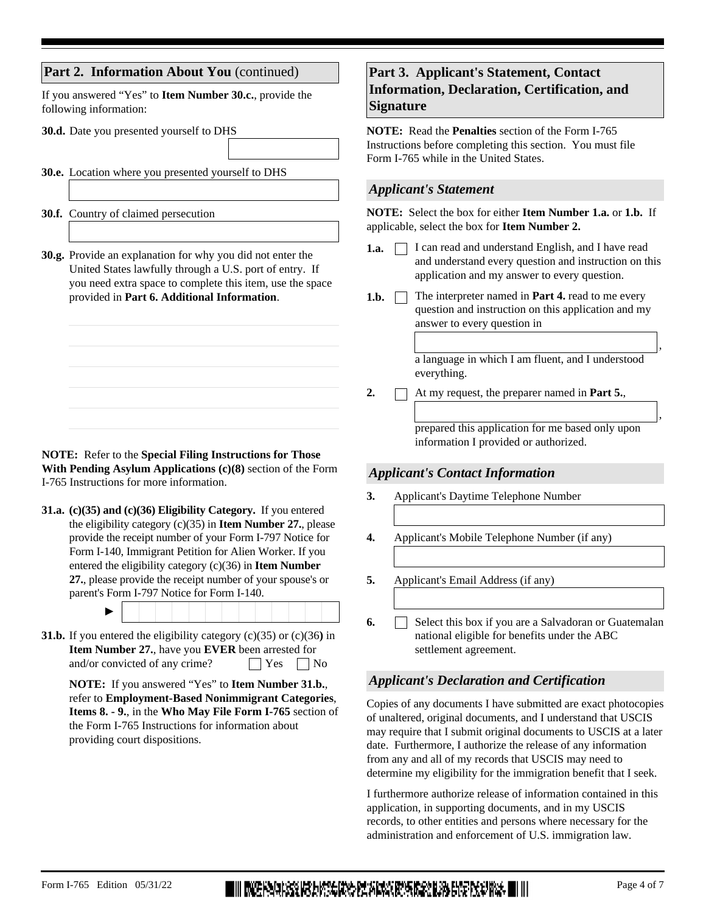## Part 2. Information About You (continued)

If you answered "Yes" to **Item Number 30.c.**, provide the following information:

**30.d.** Date you presented yourself to DHS

**30.e.** Location where you presented yourself to DHS

**30.f.** Country of claimed persecution

**30.g.** Provide an explanation for why you did not enter the United States lawfully through a U.S. port of entry. If you need extra space to complete this item, use the space provided in **Part 6. Additional Information**.

**NOTE:** Refer to the **Special Filing Instructions for Those With Pending Asylum Applications (c)(8)** section of the Form I-765 Instructions for more information.

**31.a. (c)(35) and (c)(36) Eligibility Category.** If you entered the eligibility category (c)(35) in **Item Number 27.**, please provide the receipt number of your Form I-797 Notice for Form I-140, Immigrant Petition for Alien Worker. If you entered the eligibility category (c)(36) in **Item Number 27.**, please provide the receipt number of your spouse's or parent's Form I-797 Notice for Form I-140.

►

**31.b.** If you entered the eligibility category (c)(35) or (c)(36**)** in **Item Number 27.**, have you **EVER** been arrested for and/or convicted of any crime? ☐ Yes ☐ No

**NOTE:** If you answered "Yes" to **Item Number 31.b.**, refer to **Employment-Based Nonimmigrant Categories**, **Items 8. - 9.**, in the **Who May File Form I-765** section of the Form I-765 Instructions for information about providing court dispositions.

## Part 3. Applicant's Statement, Contact Information, Declaration, Certification, and Signature

**NOTE:** Read the **Penalties** section of the Form I-765 Instructions before completing this section. You must file Form I-765 while in the United States.

### *Applicant's Statement*

**NOTE:** Select the box for either **Item Number 1.a.** or **1.b.** If applicable, select the box for **Item Number 2.**

**1.a.** ☐ I can read and understand English, and I have read and understand every question and instruction on this application and my answer to every question.

**1.b.** ☐ The interpreter named in **Part 4.** read to me every question and instruction on this application and my answer to every question in ____________________, a language in which I am fluent, and I understood everything.

**2.** ☐ At my request, the preparer named in **Part 5.**, ____________________, prepared this application for me based only upon information I provided or authorized.

### *Applicant's Contact Information*

**3.** Applicant's Daytime Telephone Number

**4.** Applicant's Mobile Telephone Number (if any)

**5.** Applicant's Email Address (if any)

**6.** ☐ Select this box if you are a Salvadoran or Guatemalan national eligible for benefits under the ABC settlement agreement.

### *Applicant's Declaration and Certification*

Copies of any documents I have submitted are exact photocopies of unaltered, original documents, and I understand that USCIS may require that I submit original documents to USCIS at a later date. Furthermore, I authorize the release of any information from any and all of my records that USCIS may need to determine my eligibility for the immigration benefit that I seek.

I furthermore authorize release of information contained in this application, in supporting documents, and in my USCIS records, to other entities and persons where necessary for the administration and enforcement of U.S. immigration law.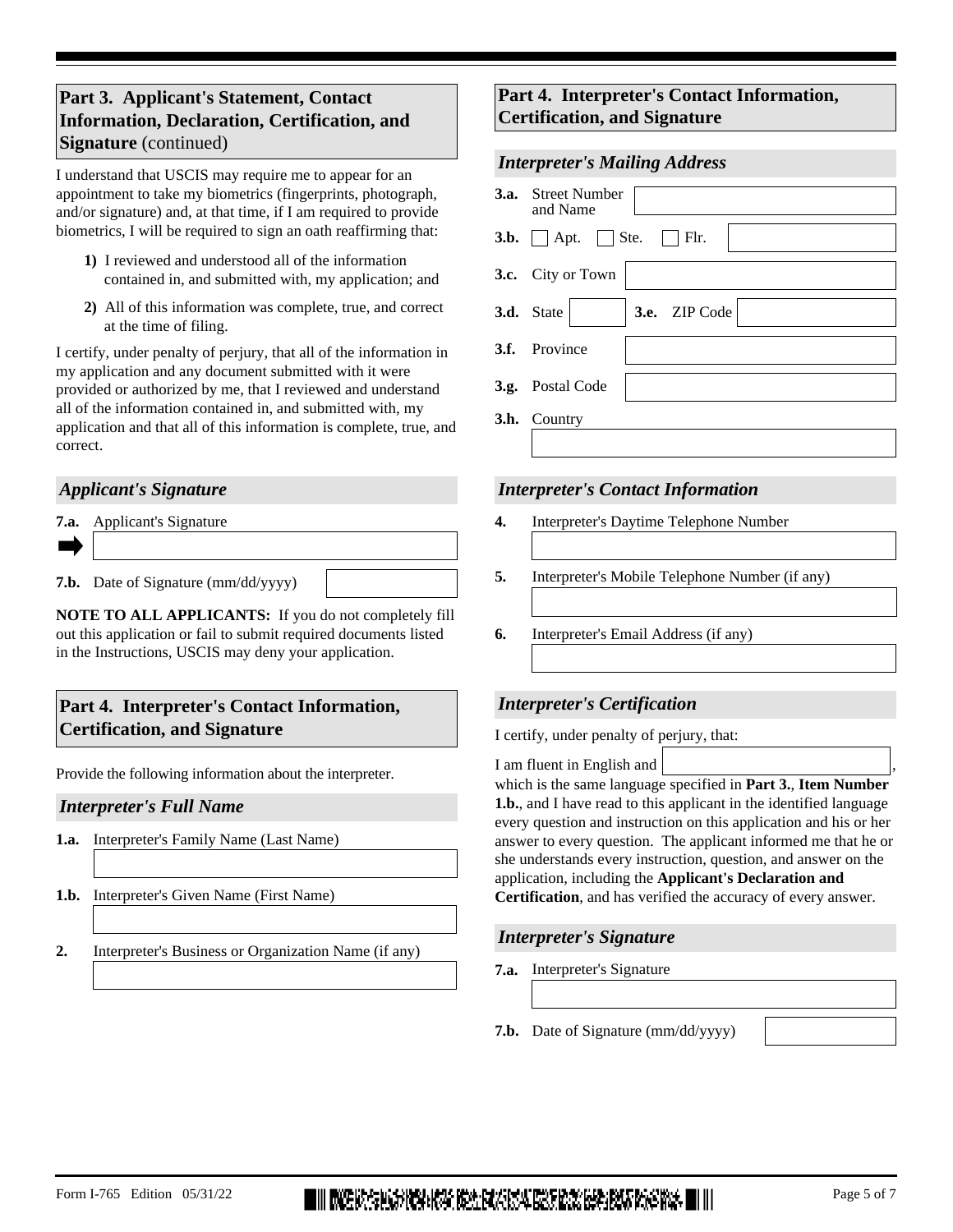## Part 3. Applicant's Statement, Contact Information, Declaration, Certification, and Signature (continued)

I understand that USCIS may require me to appear for an appointment to take my biometrics (fingerprints, photograph, and/or signature) and, at that time, if I am required to provide biometrics, I will be required to sign an oath reaffirming that:

**1)** I reviewed and understood all of the information contained in, and submitted with, my application; and

**2)** All of this information was complete, true, and correct at the time of filing.

I certify, under penalty of perjury, that all of the information in my application and any document submitted with it were provided or authorized by me, that I reviewed and understand all of the information contained in, and submitted with, my application and that all of this information is complete, true, and correct.

### *Applicant's Signature*

**7.a.** Applicant's Signature

**7.b.** Date of Signature (mm/dd/yyyy)

**NOTE TO ALL APPLICANTS:** If you do not completely fill out this application or fail to submit required documents listed in the Instructions, USCIS may deny your application.

## Part 4. Interpreter's Contact Information, Certification, and Signature

Provide the following information about the interpreter.

### *Interpreter's Full Name*

**1.a.** Interpreter's Family Name (Last Name)

**1.b.** Interpreter's Given Name (First Name)

**2.** Interpreter's Business or Organization Name (if any)

## Part 4. Interpreter's Contact Information, Certification, and Signature

### *Interpreter's Mailing Address*

**3.a.** Street Number and Name

**3.b.** ☐ Apt. ☐ Ste. ☐ Flr.

**3.c.** City or Town

**3.d.** State **3.e.** ZIP Code

**3.f.** Province

**3.g.** Postal Code

**3.h.** Country

### *Interpreter's Contact Information*

**4.** Interpreter's Daytime Telephone Number

**5.** Interpreter's Mobile Telephone Number (if any)

**6.** Interpreter's Email Address (if any)

### *Interpreter's Certification*

I certify, under penalty of perjury, that:

I am fluent in English and \_\_\_\_\_\_\_\_\_\_\_\_\_\_\_\_, which is the same language specified in **Part 3.**, **Item Number 1.b.**, and I have read to this applicant in the identified language every question and instruction on this application and his or her answer to every question. The applicant informed me that he or she understands every instruction, question, and answer on the application, including the **Applicant's Declaration and Certification**, and has verified the accuracy of every answer.

### *Interpreter's Signature*

**7.a.** Interpreter's Signature

**7.b.** Date of Signature (mm/dd/yyyy)

Form I-765 Edition 05/31/22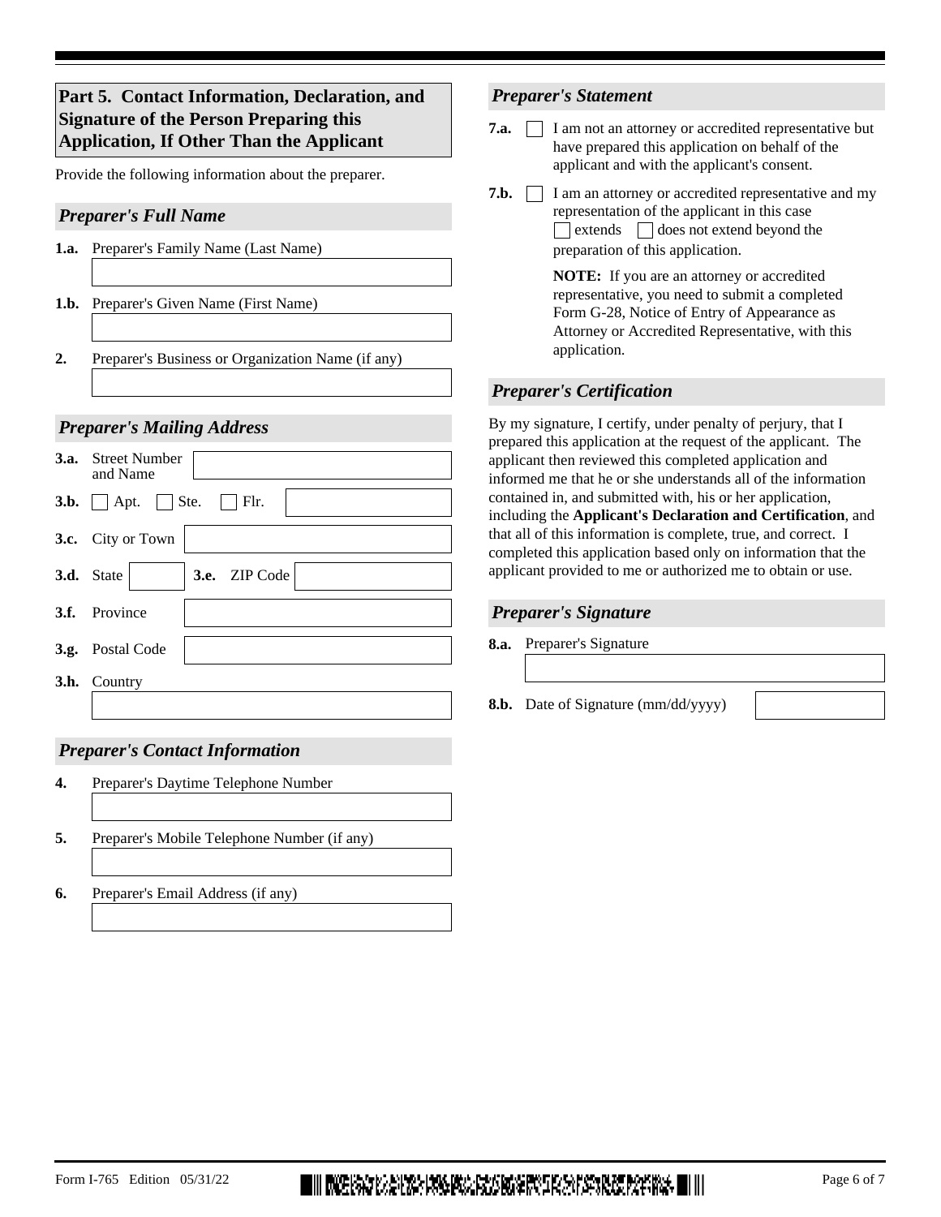## Part 5. Contact Information, Declaration, and Signature of the Person Preparing this Application, If Other Than the Applicant

Provide the following information about the preparer.

### *Preparer's Full Name*

**1.a.** Preparer's Family Name (Last Name)

**1.b.** Preparer's Given Name (First Name)

**2.** Preparer's Business or Organization Name (if any)

### *Preparer's Mailing Address*

**3.a.** Street Number and Name

**3.b.** ☐ Apt. ☐ Ste. ☐ Flr.

**3.c.** City or Town

**3.d.** State **3.e.** ZIP Code

**3.f.** Province

**3.g.** Postal Code

**3.h.** Country

### *Preparer's Contact Information*

**4.** Preparer's Daytime Telephone Number

**5.** Preparer's Mobile Telephone Number (if any)

**6.** Preparer's Email Address (if any)

### *Preparer's Statement*

**7.a.** ☐ I am not an attorney or accredited representative but have prepared this application on behalf of the applicant and with the applicant's consent.

**7.b.** ☐ I am an attorney or accredited representative and my representation of the applicant in this case ☐ extends ☐ does not extend beyond the preparation of this application.

**NOTE:** If you are an attorney or accredited representative, you need to submit a completed Form G-28, Notice of Entry of Appearance as Attorney or Accredited Representative, with this application.

### *Preparer's Certification*

By my signature, I certify, under penalty of perjury, that I prepared this application at the request of the applicant. The applicant then reviewed this completed application and informed me that he or she understands all of the information contained in, and submitted with, his or her application, including the **Applicant's Declaration and Certification**, and that all of this information is complete, true, and correct. I completed this application based only on information that the applicant provided to me or authorized me to obtain or use.

### *Preparer's Signature*

**8.a.** Preparer's Signature

**8.b.** Date of Signature (mm/dd/yyyy)

Form I-765 Edition 05/31/22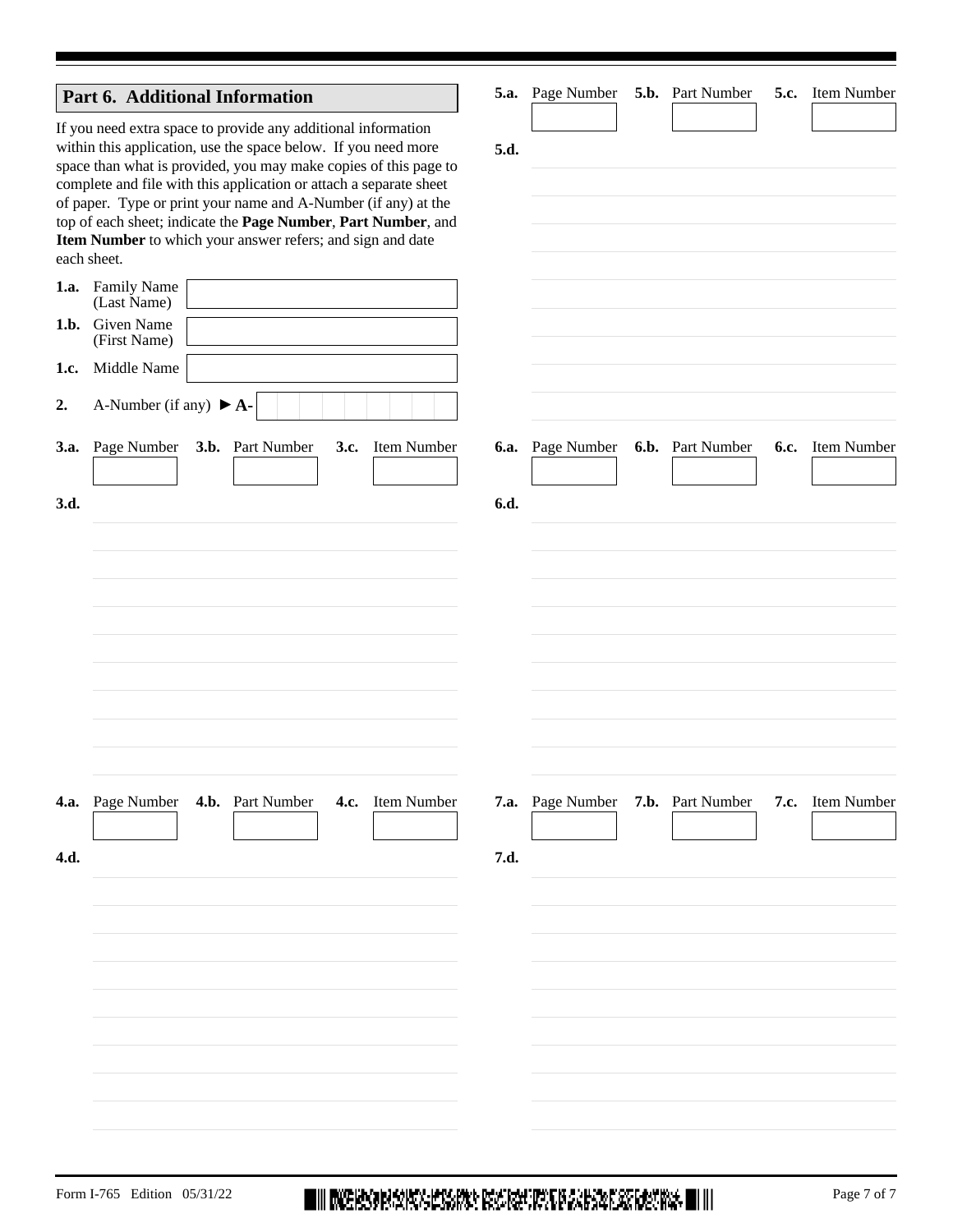## Part 6. Additional Information

If you need extra space to provide any additional information within this application, use the space below. If you need more space than what is provided, you may make copies of this page to complete and file with this application or attach a separate sheet of paper. Type or print your name and A-Number (if any) at the top of each sheet; indicate the **Page Number**, **Part Number**, and **Item Number** to which your answer refers; and sign and date each sheet.

**1.a.** Family Name (Last Name)

**1.b.** Given Name (First Name)

**1.c.** Middle Name

**2.** A-Number (if any) ► **A-**

**3.a.** Page Number **3.b.** Part Number **3.c.** Item Number

**3.d.**

**4.a.** Page Number **4.b.** Part Number **4.c.** Item Number

**4.d.**

**5.a.** Page Number **5.b.** Part Number **5.c.** Item Number

**5.d.**

**6.a.** Page Number **6.b.** Part Number **6.c.** Item Number

**6.d.**

**7.a.** Page Number **7.b.** Part Number **7.c.** Item Number

**7.d.**

Form I-765 Edition 05/31/22